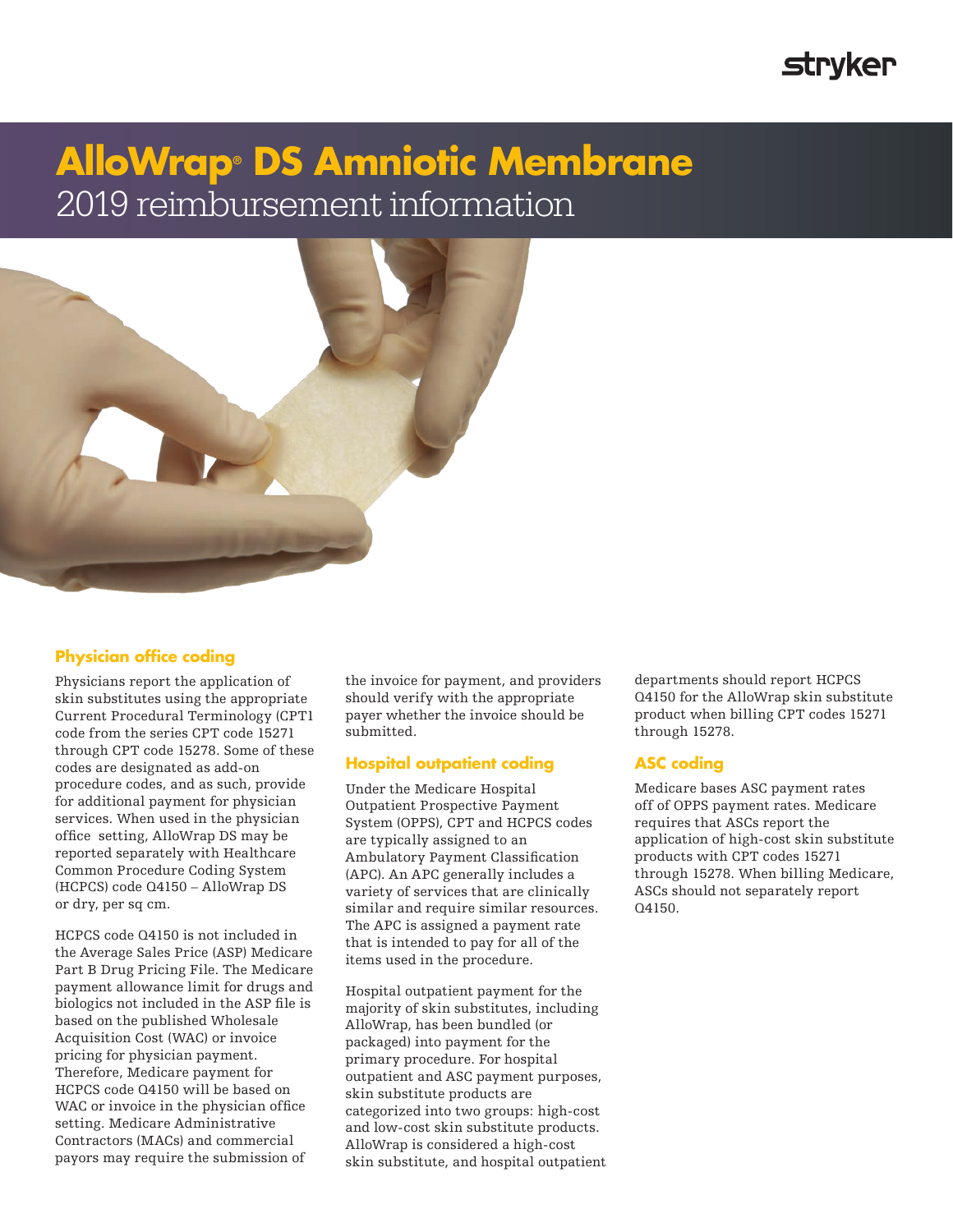# AlloWrap® DS Amniotic Membrane

2019 reimbursement information

## Physician office coding

Physicians report the application of skin substitutes using the appropriate Current Procedural Terminology (CPT1 code from the series CPT code 15271 through CPT code 15278. Some of these codes are designated as add-on procedure codes, and as such, provide for additional payment for physician services. When used in the physician office setting, AlloWrap DS may be reported separately with Healthcare Common Procedure Coding System (HCPCS) code Q4150 – AlloWrap DS or dry, per sq cm.

HCPCS code Q4150 is not included in the Average Sales Price (ASP) Medicare Part B Drug Pricing File. The Medicare payment allowance limit for drugs and biologics not included in the ASP file is based on the published Wholesale Acquisition Cost (WAC) or invoice pricing for physician payment. Therefore, Medicare payment for HCPCS code Q4150 will be based on WAC or invoice in the physician office setting. Medicare Administrative Contractors (MACs) and commercial payors may require the submission of the invoice for payment, and providers should verify with the appropriate payer whether the invoice should be submitted.

## Hospital outpatient coding

Under the Medicare Hospital Outpatient Prospective Payment System (OPPS), CPT and HCPCS codes are typically assigned to an Ambulatory Payment Classification (APC). An APC generally includes a variety of services that are clinically similar and require similar resources. The APC is assigned a payment rate that is intended to pay for all of the items used in the procedure.

Hospital outpatient payment for the majority of skin substitutes, including AlloWrap, has been bundled (or packaged) into payment for the primary procedure. For hospital outpatient and ASC payment purposes, skin substitute products are categorized into two groups: high-cost and low-cost skin substitute products. AlloWrap is considered a high-cost skin substitute, and hospital outpatient departments should report HCPCS Q4150 for the AlloWrap skin substitute product when billing CPT codes 15271 through 15278.

## ASC coding

Medicare bases ASC payment rates off of OPPS payment rates. Medicare requires that ASCs report the application of high-cost skin substitute products with CPT codes 15271 through 15278. When billing Medicare, ASCs should not separately report Q4150.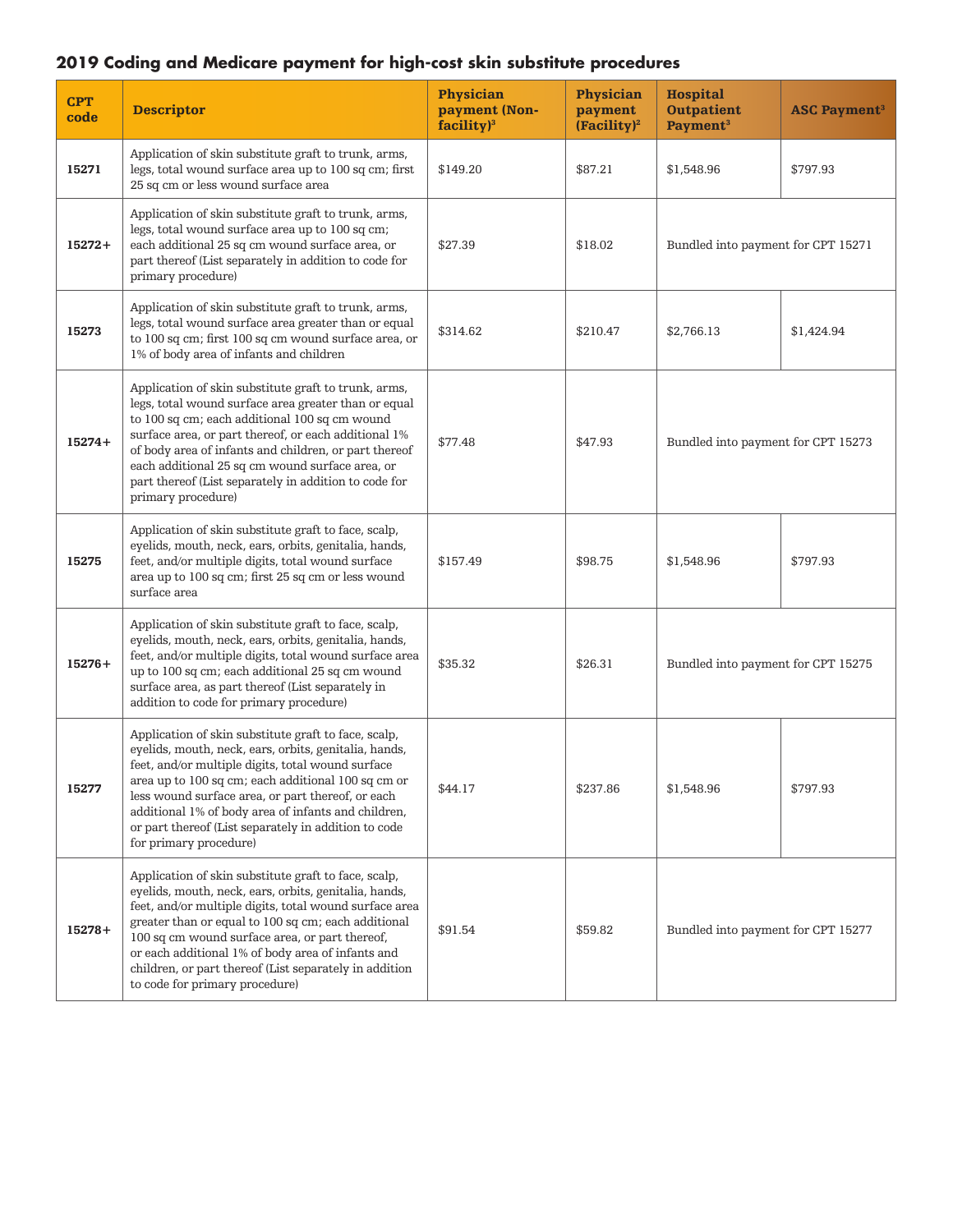## 2019 Coding and Medicare payment for high-cost skin substitute procedures

| CPT code | Descriptor | Physician payment (Non-facility)[3] | Physician payment (Facility)[2] | Hospital Outpatient Payment[3] | ASC Payment[3] |
|---|---|---|---|---|---|
| 15271 | Application of skin substitute graft to trunk, arms, legs, total wound surface area up to 100 sq cm; first 25 sq cm or less wound surface area | $149.20 | $87.21 | $1,548.96 | $797.93 |
| 15272+ | Application of skin substitute graft to trunk, arms, legs, total wound surface area up to 100 sq cm; each additional 25 sq cm wound surface area, or part thereof (List separately in addition to code for primary procedure) | $27.39 | $18.02 | Bundled into payment for CPT 15271 | |
| 15273 | Application of skin substitute graft to trunk, arms, legs, total wound surface area greater than or equal to 100 sq cm; first 100 sq cm wound surface area, or 1% of body area of infants and children | $314.62 | $210.47 | $2,766.13 | $1,424.94 |
| 15274+ | Application of skin substitute graft to trunk, arms, legs, total wound surface area greater than or equal to 100 sq cm; each additional 100 sq cm wound surface area, or part thereof, or each additional 1% of body area of infants and children, or part thereof each additional 25 sq cm wound surface area, or part thereof (List separately in addition to code for primary procedure) | $77.48 | $47.93 | Bundled into payment for CPT 15273 | |
| 15275 | Application of skin substitute graft to face, scalp, eyelids, mouth, neck, ears, orbits, genitalia, hands, feet, and/or multiple digits, total wound surface area up to 100 sq cm; first 25 sq cm or less wound surface area | $157.49 | $98.75 | $1,548.96 | $797.93 |
| 15276+ | Application of skin substitute graft to face, scalp, eyelids, mouth, neck, ears, orbits, genitalia, hands, feet, and/or multiple digits, total wound surface area up to 100 sq cm; each additional 25 sq cm wound surface area, as part thereof (List separately in addition to code for primary procedure) | $35.32 | $26.31 | Bundled into payment for CPT 15275 | |
| 15277 | Application of skin substitute graft to face, scalp, eyelids, mouth, neck, ears, orbits, genitalia, hands, feet, and/or multiple digits, total wound surface area up to 100 sq cm; each additional 100 sq cm or less wound surface area, or part thereof, or each additional 1% of body area of infants and children, or part thereof (List separately in addition to code for primary procedure) | $44.17 | $237.86 | $1,548.96 | $797.93 |
| 15278+ | Application of skin substitute graft to face, scalp, eyelids, mouth, neck, ears, orbits, genitalia, hands, feet, and/or multiple digits, total wound surface area greater than or equal to 100 sq cm; each additional 100 sq cm wound surface area, or part thereof, or each additional 1% of body area of infants and children, or part thereof (List separately in addition to code for primary procedure) | $91.54 | $59.82 | Bundled into payment for CPT 15277 | |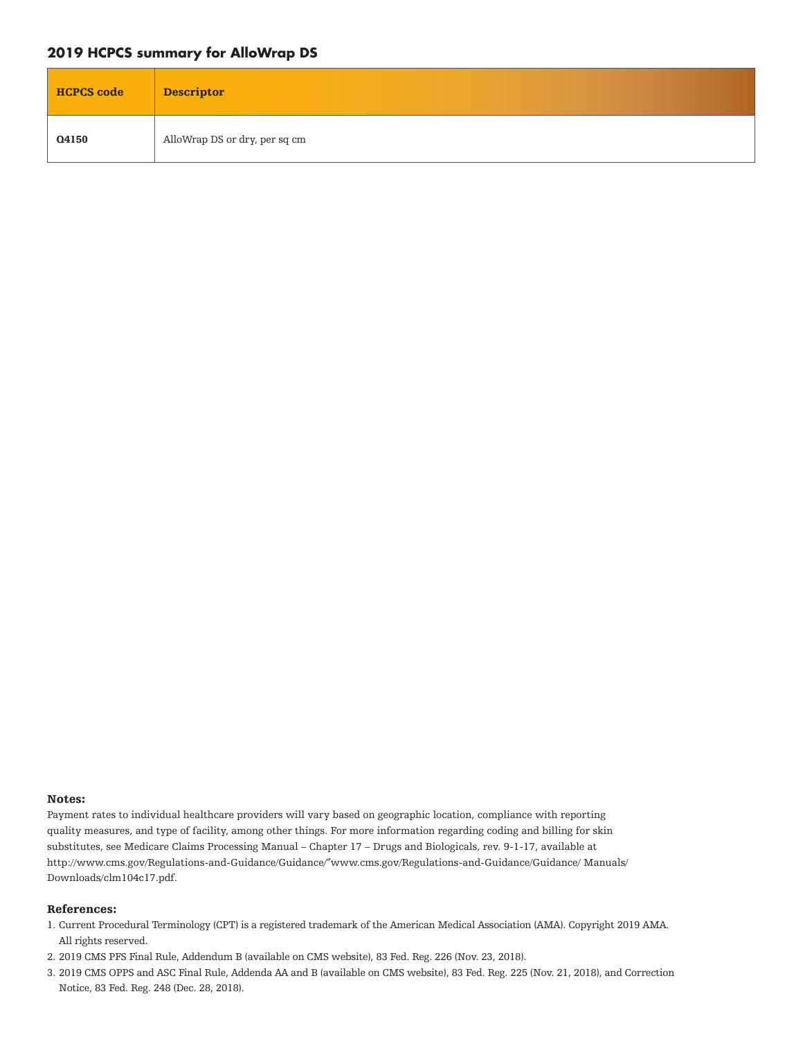## 2019 HCPCS summary for AlloWrap DS

| HCPCS code | Descriptor |
|---|---|
| **Q4150** | AlloWrap DS or dry, per sq cm |

**Notes:**

Payment rates to individual healthcare providers will vary based on geographic location, compliance with reporting quality measures, and type of facility, among other things. For more information regarding coding and billing for skin substitutes, see Medicare Claims Processing Manual – Chapter 17 – Drugs and Biologicals, rev. 9-1-17, available at http://www.cms.gov/Regulations-and-Guidance/Guidance/"www.cms.gov/Regulations-and-Guidance/Guidance/ Manuals/ Downloads/clm104c17.pdf.

**References:**

1. Current Procedural Terminology (CPT) is a registered trademark of the American Medical Association (AMA). Copyright 2019 AMA. All rights reserved.
2. 2019 CMS PFS Final Rule, Addendum B (available on CMS website), 83 Fed. Reg. 226 (Nov. 23, 2018).
3. 2019 CMS OPPS and ASC Final Rule, Addenda AA and B (available on CMS website), 83 Fed. Reg. 225 (Nov. 21, 2018), and Correction Notice, 83 Fed. Reg. 248 (Dec. 28, 2018).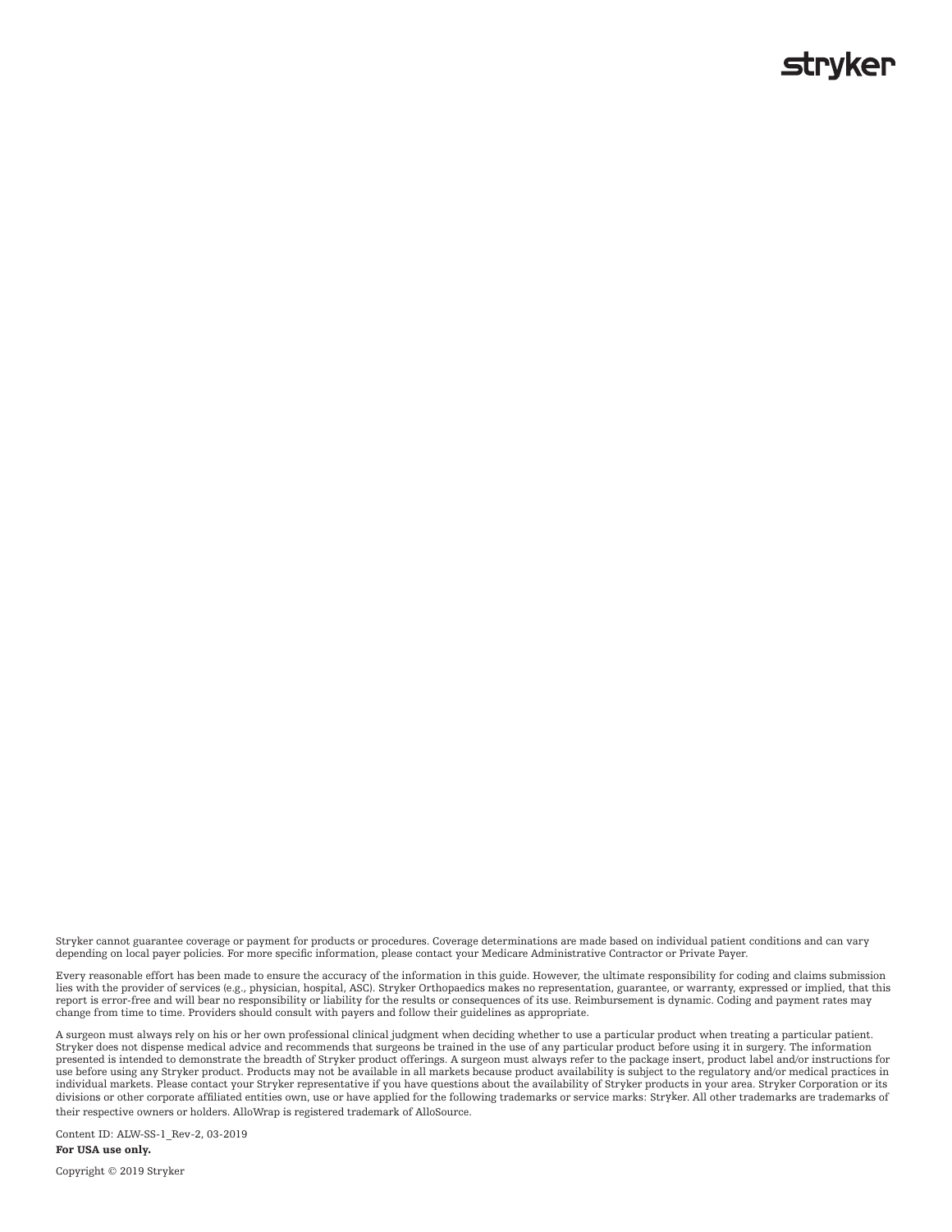Stryker cannot guarantee coverage or payment for products or procedures. Coverage determinations are made based on individual patient conditions and can vary depending on local payer policies. For more specific information, please contact your Medicare Administrative Contractor or Private Payer.

Every reasonable effort has been made to ensure the accuracy of the information in this guide. However, the ultimate responsibility for coding and claims submission lies with the provider of services (e.g., physician, hospital, ASC). Stryker Orthopaedics makes no representation, guarantee, or warranty, expressed or implied, that this report is error-free and will bear no responsibility or liability for the results or consequences of its use. Reimbursement is dynamic. Coding and payment rates may change from time to time. Providers should consult with payers and follow their guidelines as appropriate.

A surgeon must always rely on his or her own professional clinical judgment when deciding whether to use a particular product when treating a particular patient. Stryker does not dispense medical advice and recommends that surgeons be trained in the use of any particular product before using it in surgery. The information presented is intended to demonstrate the breadth of Stryker product offerings. A surgeon must always refer to the package insert, product label and/or instructions for use before using any Stryker product. Products may not be available in all markets because product availability is subject to the regulatory and/or medical practices in individual markets. Please contact your Stryker representative if you have questions about the availability of Stryker products in your area. Stryker Corporation or its divisions or other corporate affiliated entities own, use or have applied for the following trademarks or service marks: Stryker. All other trademarks are trademarks of their respective owners or holders. AlloWrap is registered trademark of AlloSource.

Content ID: ALW-SS-1_Rev-2, 03-2019

**For USA use only.**

Copyright © 2019 Stryker